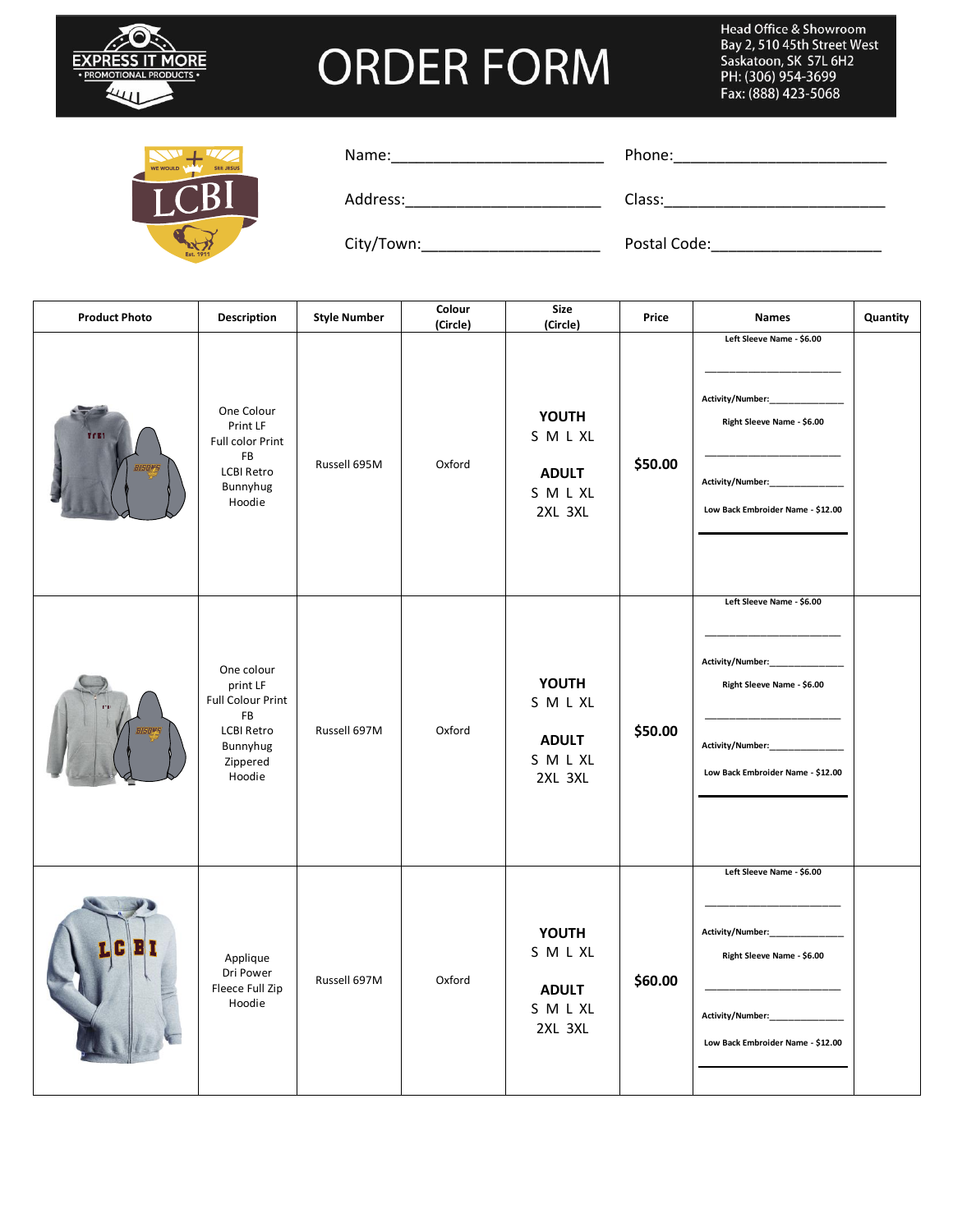# ORDER FORM

**EXPRESS IT MORE** • PROMOTIONAL PRODUCTS •

Head Office & Showroom
Bay 2, 510 45th Street West
Saskatoon, SK S7L 6H2
PH: (306) 954-3699
Fax: (888) 423-5068

LCBI — WE WOULD SEE JESUS — Est. 1911

Name:________________________ Phone:________________________

Address:______________________ Class:_________________________

City/Town:____________________ Postal Code:___________________

| Product Photo | Description | Style Number | Colour (Circle) | Size (Circle) | Price | Names | Quantity |
|---|---|---|---|---|---|---|---|
| | One Colour Print LF Full color Print FB LCBI Retro Bunnyhug Hoodie | Russell 695M | Oxford | **YOUTH** S M L XL **ADULT** S M L XL 2XL 3XL | **$50.00** | **Left Sleeve Name - $6.00** ____________________ **Activity/Number:**____________ **Right Sleeve Name - $6.00** ____________________ **Activity/Number:**____________ **Low Back Embroider Name - $12.00** ____________________ | |
| | One colour print LF Full Colour Print FB LCBI Retro Bunnyhug Zippered Hoodie | Russell 697M | Oxford | **YOUTH** S M L XL **ADULT** S M L XL 2XL 3XL | **$50.00** | **Left Sleeve Name - $6.00** ____________________ **Activity/Number:**____________ **Right Sleeve Name - $6.00** ____________________ **Activity/Number:**____________ **Low Back Embroider Name - $12.00** ____________________ | |
| | Applique Dri Power Fleece Full Zip Hoodie | Russell 697M | Oxford | **YOUTH** S M L XL **ADULT** S M L XL 2XL 3XL | **$60.00** | **Left Sleeve Name - $6.00** ____________________ **Activity/Number:**____________ **Right Sleeve Name - $6.00** ____________________ **Activity/Number:**____________ **Low Back Embroider Name - $12.00** ____________________ | |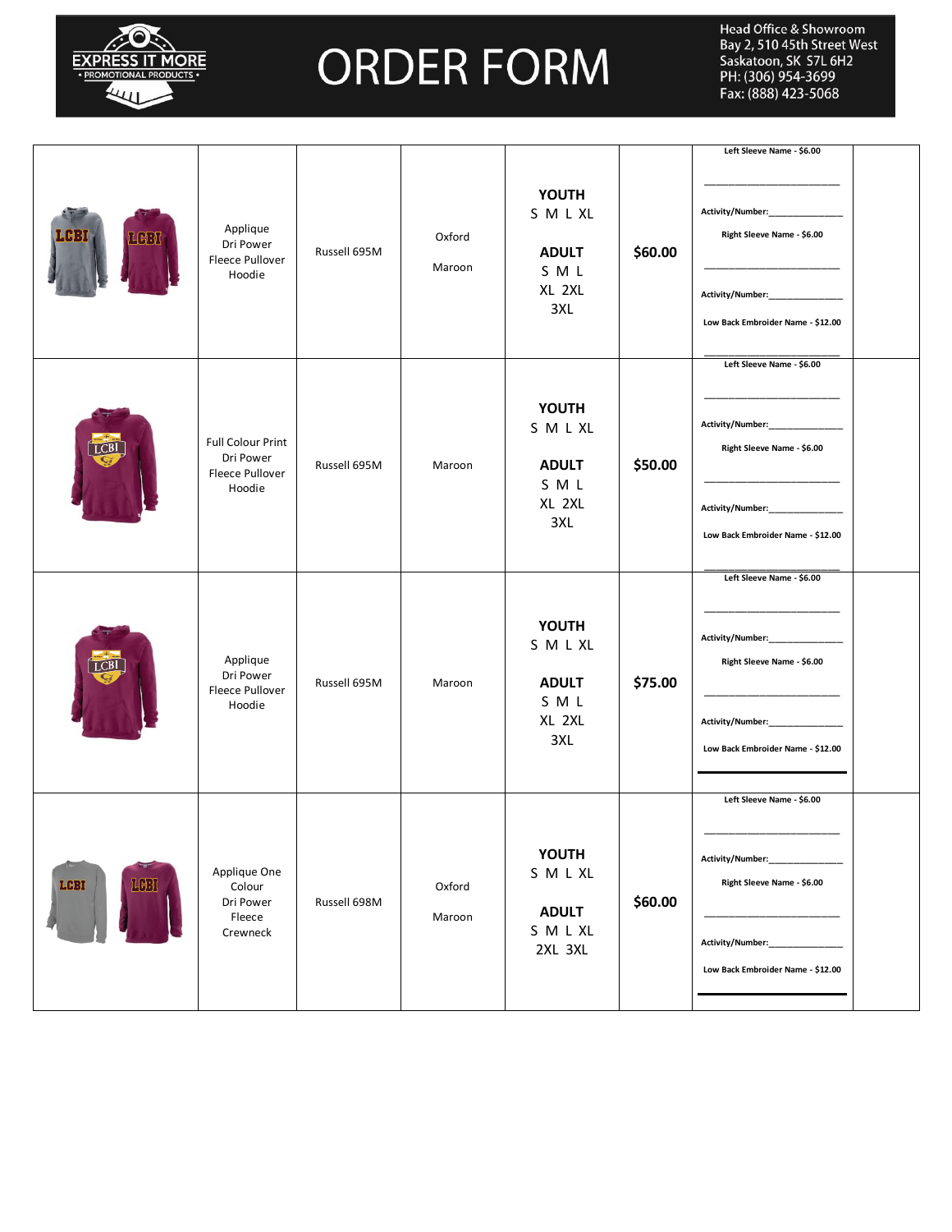# ORDER FORM

Head Office & Showroom
Bay 2, 510 45th Street West
Saskatoon, SK S7L 6H2
PH: (306) 954-3699
Fax: (888) 423-5068

| | | | | | | | |
|---|---|---|---|---|---|---|---|
| | Applique Dri Power Fleece Pullover Hoodie | Russell 695M | Oxford<br>Maroon | **YOUTH**<br>S M L XL<br><br>**ADULT**<br>S M L<br>XL 2XL<br>3XL | **$60.00** | Left Sleeve Name - $6.00<br>______________<br>Activity/Number:______________<br>Right Sleeve Name - $6.00<br>______________<br>Activity/Number:______________<br>Low Back Embroider Name - $12.00<br>______________ | |
| | Full Colour Print Dri Power Fleece Pullover Hoodie | Russell 695M | Maroon | **YOUTH**<br>S M L XL<br><br>**ADULT**<br>S M L<br>XL 2XL<br>3XL | **$50.00** | Left Sleeve Name - $6.00<br>______________<br>Activity/Number:______________<br>Right Sleeve Name - $6.00<br>______________<br>Activity/Number:______________<br>Low Back Embroider Name - $12.00<br>______________ | |
| | Applique Dri Power Fleece Pullover Hoodie | Russell 695M | Maroon | **YOUTH**<br>S M L XL<br><br>**ADULT**<br>S M L<br>XL 2XL<br>3XL | **$75.00** | Left Sleeve Name - $6.00<br>______________<br>Activity/Number:______________<br>Right Sleeve Name - $6.00<br>______________<br>Activity/Number:______________<br>Low Back Embroider Name - $12.00<br>______________ | |
| | Applique One Colour Dri Power Fleece Crewneck | Russell 698M | Oxford<br>Maroon | **YOUTH**<br>S M L XL<br><br>**ADULT**<br>S M L XL<br>2XL 3XL | **$60.00** | Left Sleeve Name - $6.00<br>______________<br>Activity/Number:______________<br>Right Sleeve Name - $6.00<br>______________<br>Activity/Number:______________<br>Low Back Embroider Name - $12.00<br>______________ | |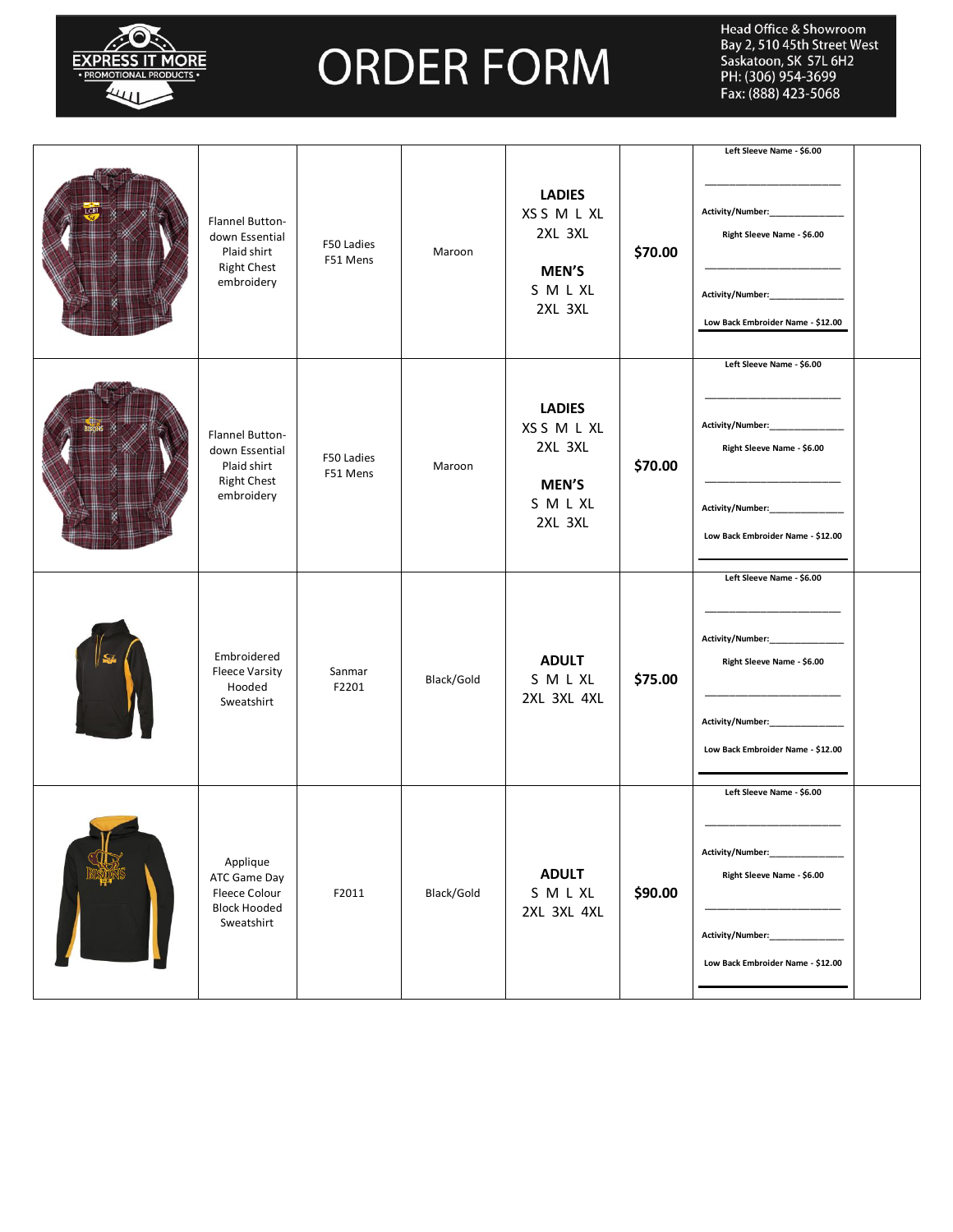# ORDER FORM

**EXPRESS IT MORE** • PROMOTIONAL PRODUCTS •

Head Office & Showroom
Bay 2, 510 45th Street West
Saskatoon, SK S7L 6H2
PH: (306) 954-3699
Fax: (888) 423-5068

| | Description | Style | Colour | Sizes | Price | Options | |
|---|---|---|---|---|---|---|---|
| | Flannel Button-down Essential Plaid shirt Right Chest embroidery | F50 Ladies F51 Mens | Maroon | **LADIES** XS S M L XL 2XL 3XL **MEN'S** S M L XL 2XL 3XL | **$70.00** | Left Sleeve Name - $6.00 ____________ Activity/Number:____________ Right Sleeve Name - $6.00 ____________ Activity/Number:____________ Low Back Embroider Name - $12.00 | |
| | Flannel Button-down Essential Plaid shirt Right Chest embroidery | F50 Ladies F51 Mens | Maroon | **LADIES** XS S M L XL 2XL 3XL **MEN'S** S M L XL 2XL 3XL | **$70.00** | Left Sleeve Name - $6.00 ____________ Activity/Number:____________ Right Sleeve Name - $6.00 ____________ Activity/Number:____________ Low Back Embroider Name - $12.00 | |
| | Embroidered Fleece Varsity Hooded Sweatshirt | Sanmar F2201 | Black/Gold | **ADULT** S M L XL 2XL 3XL 4XL | **$75.00** | Left Sleeve Name - $6.00 ____________ Activity/Number:____________ Right Sleeve Name - $6.00 ____________ Activity/Number:____________ Low Back Embroider Name - $12.00 | |
| | Applique ATC Game Day Fleece Colour Block Hooded Sweatshirt | F2011 | Black/Gold | **ADULT** S M L XL 2XL 3XL 4XL | **$90.00** | Left Sleeve Name - $6.00 ____________ Activity/Number:____________ Right Sleeve Name - $6.00 ____________ Activity/Number:____________ Low Back Embroider Name - $12.00 | |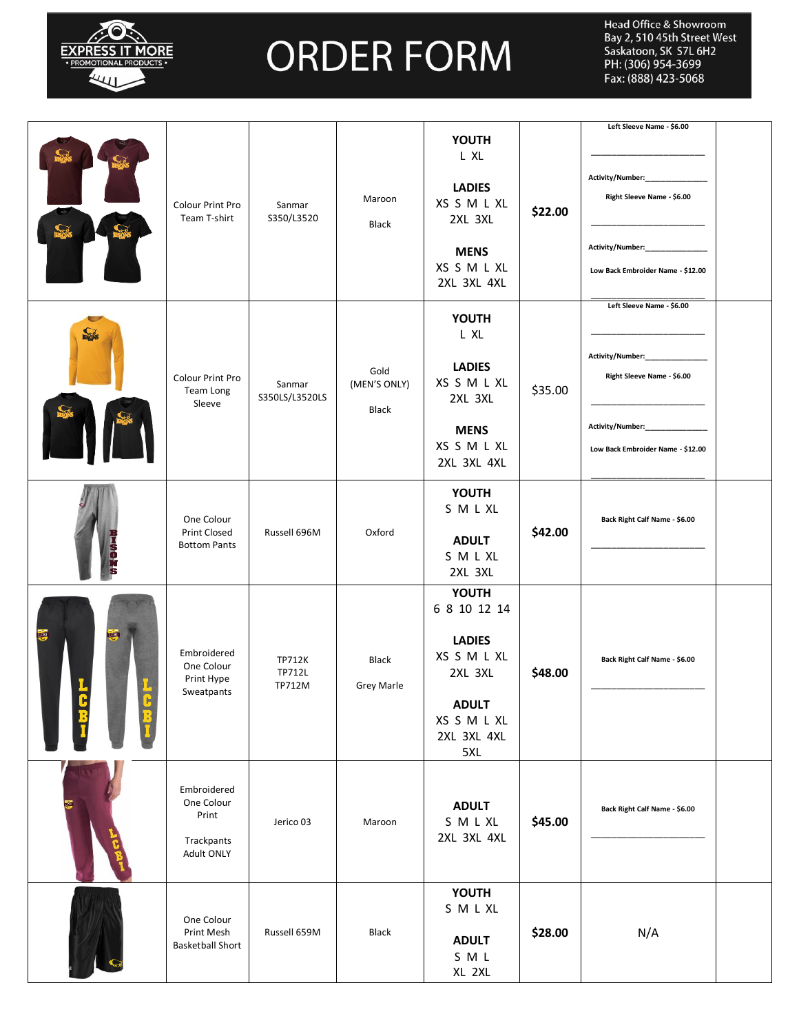# ORDER FORM

EXPRESS IT MORE • PROMOTIONAL PRODUCTS •

Head Office & Showroom
Bay 2, 510 45th Street West
Saskatoon, SK S7L 6H2
PH: (306) 954-3699
Fax: (888) 423-5068

| | | | | | | | |
|---|---|---|---|---|---|---|---|
| | Colour Print Pro Team T-shirt | Sanmar S350/L3520 | Maroon<br><br>Black | **YOUTH**<br>L XL<br><br>**LADIES**<br>XS S M L XL<br>2XL 3XL<br><br>**MENS**<br>XS S M L XL<br>2XL 3XL 4XL | **$22.00** | **Left Sleeve Name - $6.00**<br>____________________<br>**Activity/Number:**______________<br>**Right Sleeve Name - $6.00**<br>____________________<br>**Activity/Number:**______________<br>**Low Back Embroider Name - $12.00**<br>____________________ | |
| | Colour Print Pro Team Long Sleeve | Sanmar S350LS/L3520LS | Gold (MEN'S ONLY)<br><br>Black | **YOUTH**<br>L XL<br><br>**LADIES**<br>XS S M L XL<br>2XL 3XL<br><br>**MENS**<br>XS S M L XL<br>2XL 3XL 4XL | $35.00 | **Left Sleeve Name - $6.00**<br>____________________<br>**Activity/Number:**______________<br>**Right Sleeve Name - $6.00**<br>____________________<br>**Activity/Number:**______________<br>**Low Back Embroider Name - $12.00**<br>____________________ | |
| | One Colour Print Closed Bottom Pants | Russell 696M | Oxford | **YOUTH**<br>S M L XL<br><br>**ADULT**<br>S M L XL<br>2XL 3XL | **$42.00** | **Back Right Calf Name - $6.00**<br>____________________ | |
| | Embroidered One Colour Print Hype Sweatpants | TP712K<br>TP712L<br>TP712M | Black<br><br>Grey Marle | **YOUTH**<br>6 8 10 12 14<br><br>**LADIES**<br>XS S M L XL<br>2XL 3XL<br><br>**ADULT**<br>XS S M L XL<br>2XL 3XL 4XL<br>5XL | **$48.00** | **Back Right Calf Name - $6.00**<br>____________________ | |
| | Embroidered One Colour Print<br><br>Trackpants Adult ONLY | Jerico 03 | Maroon | **ADULT**<br>S M L XL<br>2XL 3XL 4XL | **$45.00** | **Back Right Calf Name - $6.00**<br>____________________ | |
| | One Colour Print Mesh Basketball Short | Russell 659M | Black | **YOUTH**<br>S M L XL<br><br>**ADULT**<br>S M L<br>XL 2XL | **$28.00** | N/A | |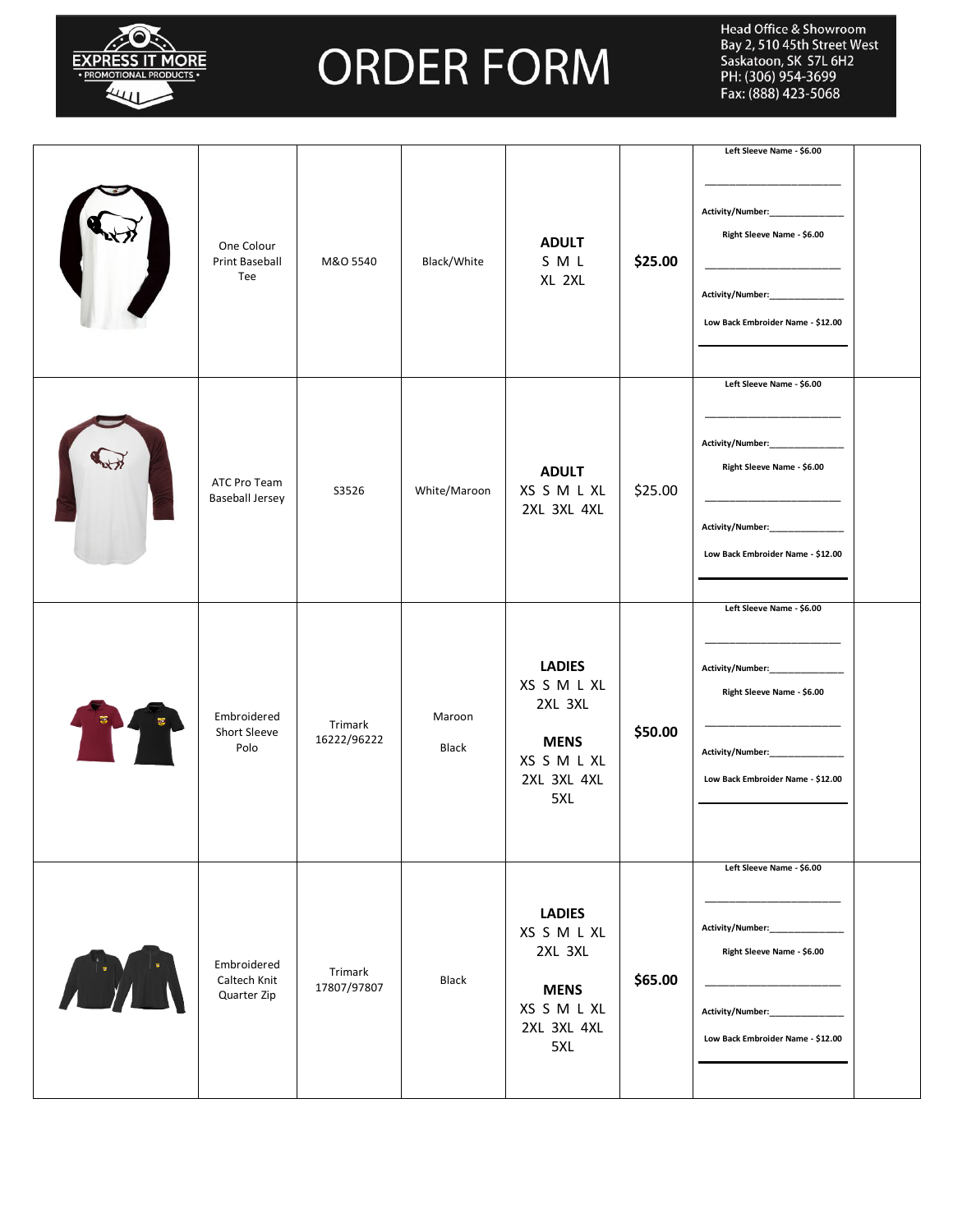# ORDER FORM

**EXPRESS IT MORE** • PROMOTIONAL PRODUCTS •

Head Office & Showroom
Bay 2, 510 45th Street West
Saskatoon, SK S7L 6H2
PH: (306) 954-3699
Fax: (888) 423-5068

| | | | | | | | |
|---|---|---|---|---|---|---|---|
| | One Colour Print Baseball Tee | M&O 5540 | Black/White | **ADULT** S M L XL 2XL | **$25.00** | **Left Sleeve Name - $6.00** ____________________ **Activity/Number:**______________ **Right Sleeve Name - $6.00** ____________________ **Activity/Number:**______________ **Low Back Embroider Name - $12.00** ____________________ | |
| | ATC Pro Team Baseball Jersey | S3526 | White/Maroon | **ADULT** XS S M L XL 2XL 3XL 4XL | $25.00 | **Left Sleeve Name - $6.00** ____________________ **Activity/Number:**______________ **Right Sleeve Name - $6.00** ____________________ **Activity/Number:**______________ **Low Back Embroider Name - $12.00** ____________________ | |
| | Embroidered Short Sleeve Polo | Trimark 16222/96222 | Maroon Black | **LADIES** XS S M L XL 2XL 3XL **MENS** XS S M L XL 2XL 3XL 4XL 5XL | **$50.00** | **Left Sleeve Name - $6.00** ____________________ **Activity/Number:**______________ **Right Sleeve Name - $6.00** ____________________ **Activity/Number:**______________ **Low Back Embroider Name - $12.00** ____________________ | |
| | Embroidered Caltech Knit Quarter Zip | Trimark 17807/97807 | Black | **LADIES** XS S M L XL 2XL 3XL **MENS** XS S M L XL 2XL 3XL 4XL 5XL | **$65.00** | **Left Sleeve Name - $6.00** ____________________ **Activity/Number:**______________ **Right Sleeve Name - $6.00** ____________________ **Activity/Number:**______________ **Low Back Embroider Name - $12.00** ____________________ | |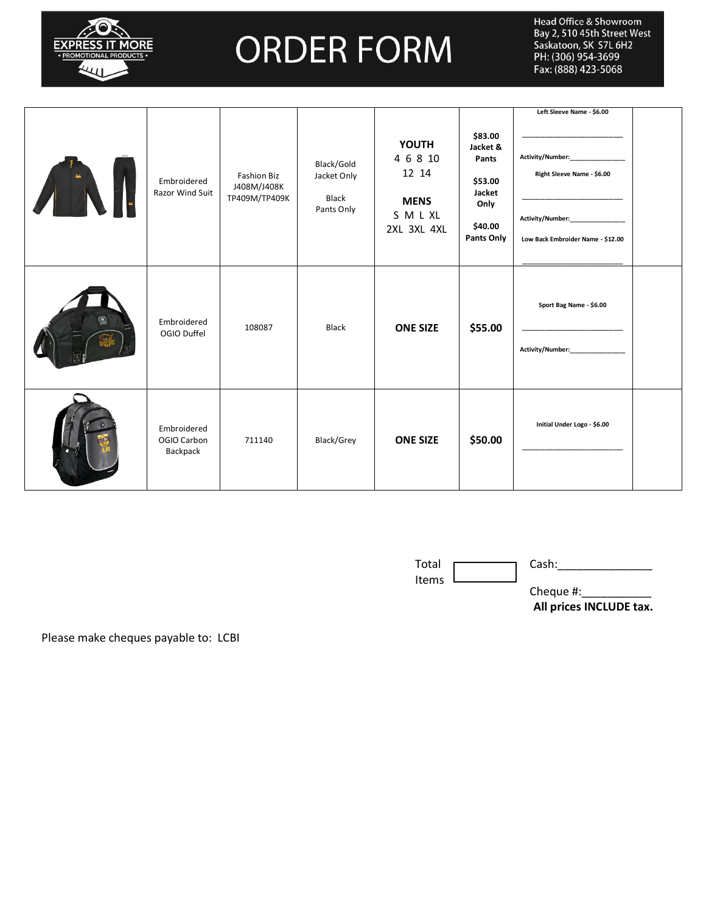# ORDER FORM

Head Office & Showroom
Bay 2, 510 45th Street West
Saskatoon, SK S7L 6H2
PH: (306) 954-3699
Fax: (888) 423-5068

| | | | | | | | |
|---|---|---|---|---|---|---|---|
| | Embroidered Razor Wind Suit | Fashion Biz J408M/J408K TP409M/TP409K | Black/Gold Jacket Only<br><br>Black Pants Only | **YOUTH**<br>4 6 8 10<br>12 14<br><br>**MENS**<br>S M L XL<br>2XL 3XL 4XL | **$83.00 Jacket & Pants**<br><br>**$53.00 Jacket Only**<br><br>**$40.00 Pants Only** | **Left Sleeve Name - $6.00**<br>______________________<br>**Activity/Number:**______________<br>**Right Sleeve Name - $6.00**<br>______________________<br>**Activity/Number:**______________<br>**Low Back Embroider Name - $12.00**<br>______________________ | |
| | Embroidered OGIO Duffel | 108087 | Black | **ONE SIZE** | **$55.00** | **Sport Bag Name - $6.00**<br>______________________<br>**Activity/Number:**______________ | |
| | Embroidered OGIO Carbon Backpack | 711140 | Black/Grey | **ONE SIZE** | **$50.00** | **Initial Under Logo - $6.00**<br>______________________ | |

Total Items [ ]

Cash:_______________

Cheque #:___________

**All prices INCLUDE tax.**

Please make cheques payable to: LCBI